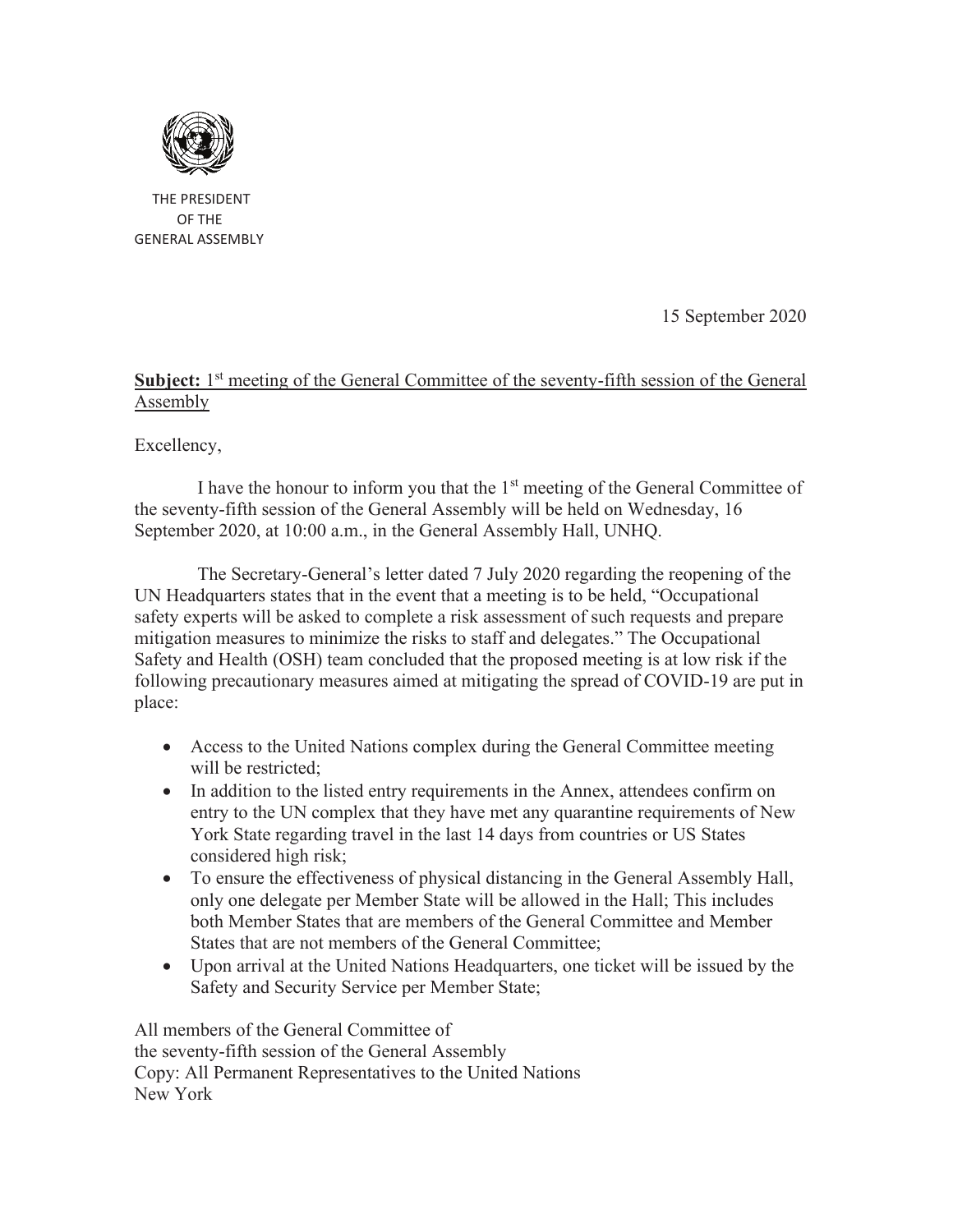THE PRESIDENT
OF THE
GENERAL ASSEMBLY

15 September 2020

**Subject:** 1st meeting of the General Committee of the seventy-fifth session of the General Assembly

Excellency,

I have the honour to inform you that the 1st meeting of the General Committee of the seventy-fifth session of the General Assembly will be held on Wednesday, 16 September 2020, at 10:00 a.m., in the General Assembly Hall, UNHQ.

The Secretary-General's letter dated 7 July 2020 regarding the reopening of the UN Headquarters states that in the event that a meeting is to be held, "Occupational safety experts will be asked to complete a risk assessment of such requests and prepare mitigation measures to minimize the risks to staff and delegates." The Occupational Safety and Health (OSH) team concluded that the proposed meeting is at low risk if the following precautionary measures aimed at mitigating the spread of COVID-19 are put in place:

- Access to the United Nations complex during the General Committee meeting will be restricted;
- In addition to the listed entry requirements in the Annex, attendees confirm on entry to the UN complex that they have met any quarantine requirements of New York State regarding travel in the last 14 days from countries or US States considered high risk;
- To ensure the effectiveness of physical distancing in the General Assembly Hall, only one delegate per Member State will be allowed in the Hall; This includes both Member States that are members of the General Committee and Member States that are not members of the General Committee;
- Upon arrival at the United Nations Headquarters, one ticket will be issued by the Safety and Security Service per Member State;

All members of the General Committee of
the seventy-fifth session of the General Assembly
Copy: All Permanent Representatives to the United Nations
New York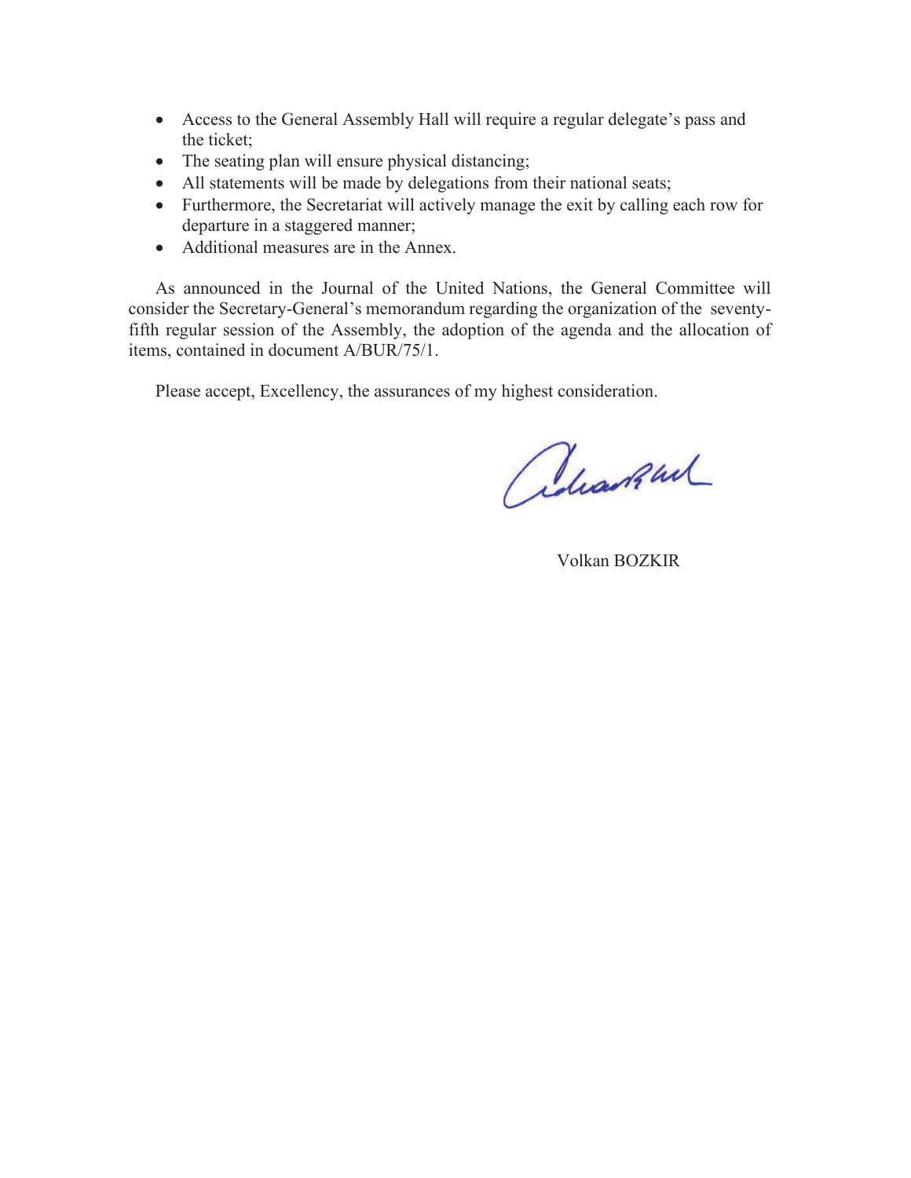- Access to the General Assembly Hall will require a regular delegate's pass and the ticket;
- The seating plan will ensure physical distancing;
- All statements will be made by delegations from their national seats;
- Furthermore, the Secretariat will actively manage the exit by calling each row for departure in a staggered manner;
- Additional measures are in the Annex.

As announced in the Journal of the United Nations, the General Committee will consider the Secretary-General's memorandum regarding the organization of the seventy-fifth regular session of the Assembly, the adoption of the agenda and the allocation of items, contained in document A/BUR/75/1.

Please accept, Excellency, the assurances of my highest consideration.

Volkan BOZKIR